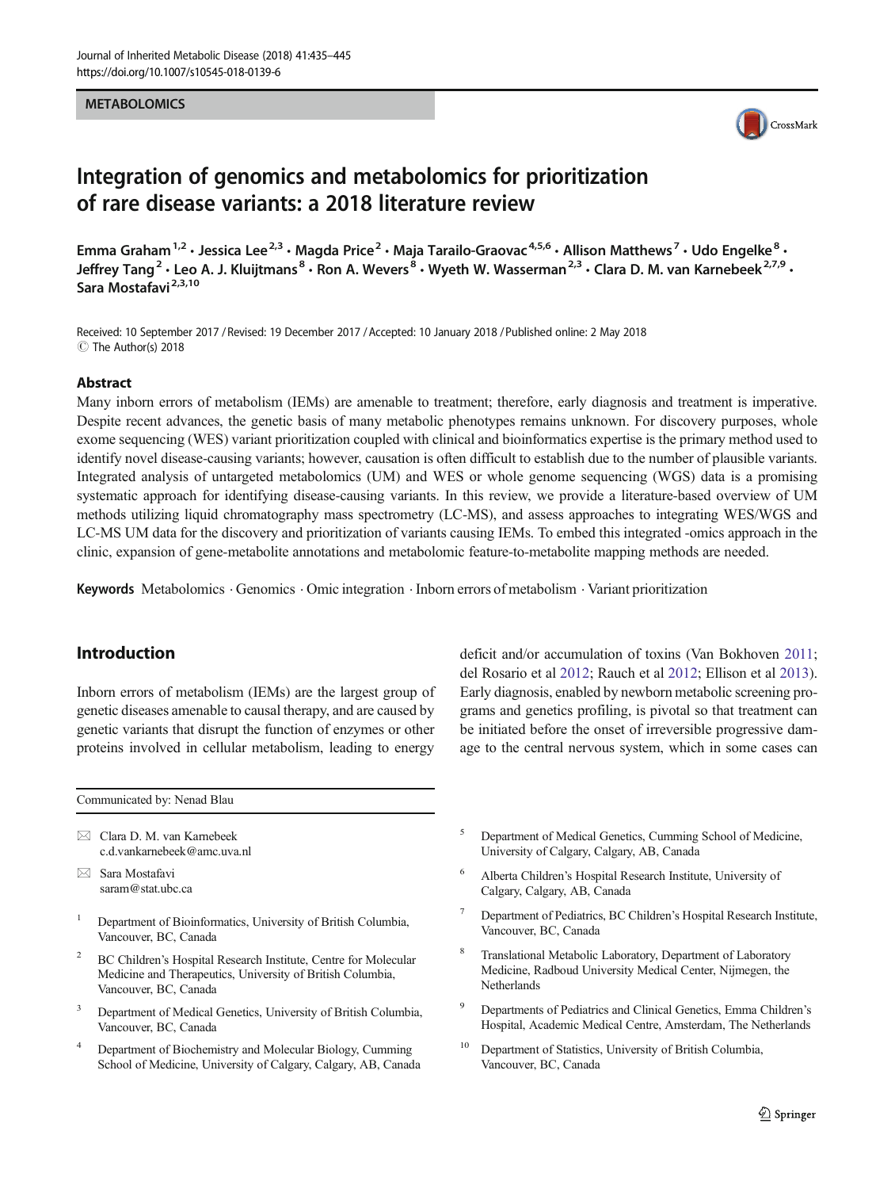METABOLOMICS

# Integration of genomics and metabolomics for prioritization of rare disease variants: a 2018 literature review

Emma Graham[1,2] · Jessica Lee[2,3] · Magda Price[2] · Maja Tarailo-Graovac[4,5,6] · Allison Matthews[7] · Udo Engelke[8] · Jeffrey Tang[2] · Leo A. J. Kluijtmans[8] · Ron A. Wevers[8] · Wyeth W. Wasserman[2,3] · Clara D. M. van Karnebeek[2,7,9] · Sara Mostafavi[2,3,10]

Received: 10 September 2017 / Revised: 19 December 2017 / Accepted: 10 January 2018 / Published online: 2 May 2018
© The Author(s) 2018

## Abstract

Many inborn errors of metabolism (IEMs) are amenable to treatment; therefore, early diagnosis and treatment is imperative. Despite recent advances, the genetic basis of many metabolic phenotypes remains unknown. For discovery purposes, whole exome sequencing (WES) variant prioritization coupled with clinical and bioinformatics expertise is the primary method used to identify novel disease-causing variants; however, causation is often difficult to establish due to the number of plausible variants. Integrated analysis of untargeted metabolomics (UM) and WES or whole genome sequencing (WGS) data is a promising systematic approach for identifying disease-causing variants. In this review, we provide a literature-based overview of UM methods utilizing liquid chromatography mass spectrometry (LC-MS), and assess approaches to integrating WES/WGS and LC-MS UM data for the discovery and prioritization of variants causing IEMs. To embed this integrated -omics approach in the clinic, expansion of gene-metabolite annotations and metabolomic feature-to-metabolite mapping methods are needed.

**Keywords** Metabolomics · Genomics · Omic integration · Inborn errors of metabolism · Variant prioritization

## Introduction

Inborn errors of metabolism (IEMs) are the largest group of genetic diseases amenable to causal therapy, and are caused by genetic variants that disrupt the function of enzymes or other proteins involved in cellular metabolism, leading to energy deficit and/or accumulation of toxins (Van Bokhoven 2011; del Rosario et al 2012; Rauch et al 2012; Ellison et al 2013). Early diagnosis, enabled by newborn metabolic screening programs and genetics profiling, is pivotal so that treatment can be initiated before the onset of irreversible progressive damage to the central nervous system, which in some cases can

---

Communicated by: Nenad Blau

✉ Clara D. M. van Karnebeek
c.d.vankarnebeek@amc.uva.nl

✉ Sara Mostafavi
saram@stat.ubc.ca

1 Department of Bioinformatics, University of British Columbia, Vancouver, BC, Canada

2 BC Children's Hospital Research Institute, Centre for Molecular Medicine and Therapeutics, University of British Columbia, Vancouver, BC, Canada

3 Department of Medical Genetics, University of British Columbia, Vancouver, BC, Canada

4 Department of Biochemistry and Molecular Biology, Cumming School of Medicine, University of Calgary, Calgary, AB, Canada

5 Department of Medical Genetics, Cumming School of Medicine, University of Calgary, Calgary, AB, Canada

6 Alberta Children's Hospital Research Institute, University of Calgary, Calgary, AB, Canada

7 Department of Pediatrics, BC Children's Hospital Research Institute, Vancouver, BC, Canada

8 Translational Metabolic Laboratory, Department of Laboratory Medicine, Radboud University Medical Center, Nijmegen, the Netherlands

9 Departments of Pediatrics and Clinical Genetics, Emma Children's Hospital, Academic Medical Centre, Amsterdam, The Netherlands

10 Department of Statistics, University of British Columbia, Vancouver, BC, Canada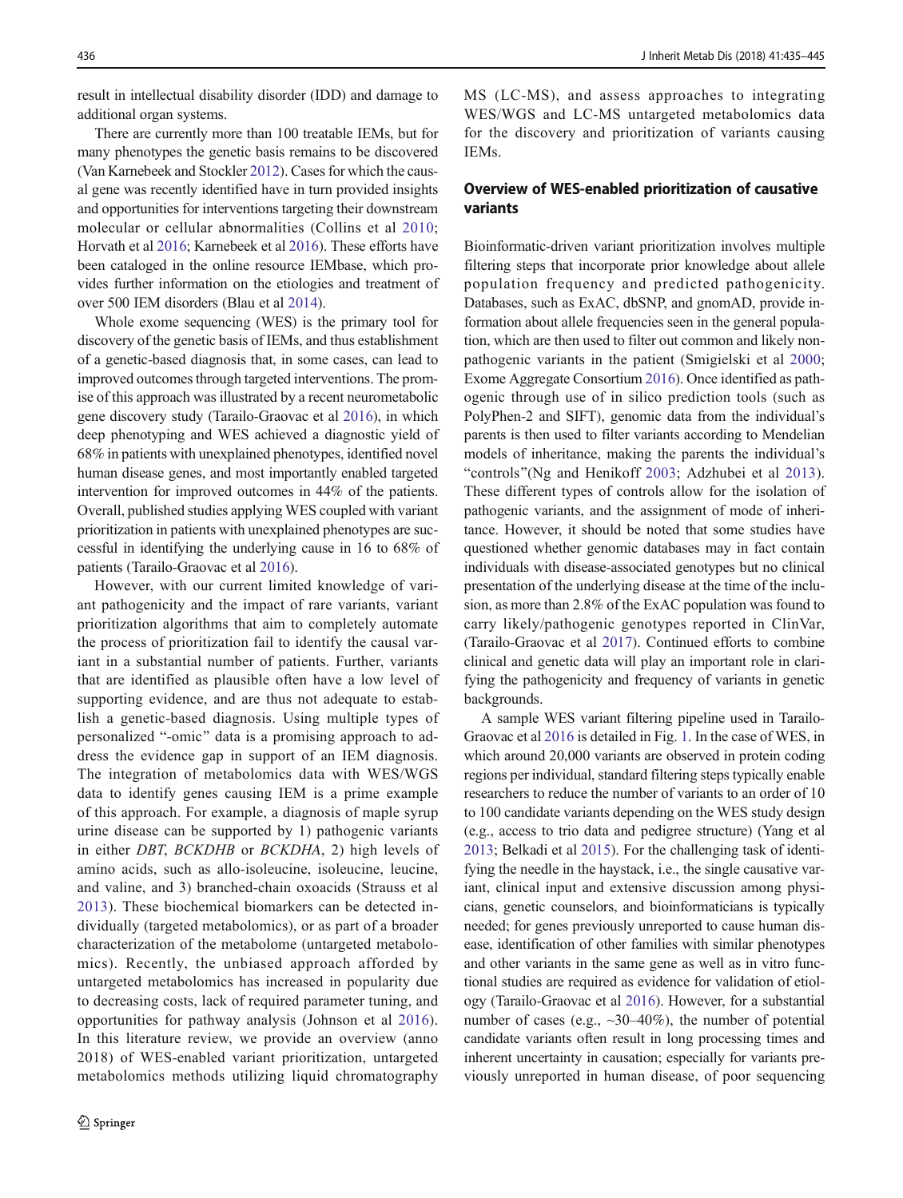result in intellectual disability disorder (IDD) and damage to additional organ systems.

There are currently more than 100 treatable IEMs, but for many phenotypes the genetic basis remains to be discovered (Van Karnebeek and Stockler 2012). Cases for which the causal gene was recently identified have in turn provided insights and opportunities for interventions targeting their downstream molecular or cellular abnormalities (Collins et al 2010; Horvath et al 2016; Karnebeek et al 2016). These efforts have been cataloged in the online resource IEMbase, which provides further information on the etiologies and treatment of over 500 IEM disorders (Blau et al 2014).

Whole exome sequencing (WES) is the primary tool for discovery of the genetic basis of IEMs, and thus establishment of a genetic-based diagnosis that, in some cases, can lead to improved outcomes through targeted interventions. The promise of this approach was illustrated by a recent neurometabolic gene discovery study (Tarailo-Graovac et al 2016), in which deep phenotyping and WES achieved a diagnostic yield of 68% in patients with unexplained phenotypes, identified novel human disease genes, and most importantly enabled targeted intervention for improved outcomes in 44% of the patients. Overall, published studies applying WES coupled with variant prioritization in patients with unexplained phenotypes are successful in identifying the underlying cause in 16 to 68% of patients (Tarailo-Graovac et al 2016).

However, with our current limited knowledge of variant pathogenicity and the impact of rare variants, variant prioritization algorithms that aim to completely automate the process of prioritization fail to identify the causal variant in a substantial number of patients. Further, variants that are identified as plausible often have a low level of supporting evidence, and are thus not adequate to establish a genetic-based diagnosis. Using multiple types of personalized "-omic" data is a promising approach to address the evidence gap in support of an IEM diagnosis. The integration of metabolomics data with WES/WGS data to identify genes causing IEM is a prime example of this approach. For example, a diagnosis of maple syrup urine disease can be supported by 1) pathogenic variants in either *DBT*, *BCKDHB* or *BCKDHA*, 2) high levels of amino acids, such as allo-isoleucine, isoleucine, leucine, and valine, and 3) branched-chain oxoacids (Strauss et al 2013). These biochemical biomarkers can be detected individually (targeted metabolomics), or as part of a broader characterization of the metabolome (untargeted metabolomics). Recently, the unbiased approach afforded by untargeted metabolomics has increased in popularity due to decreasing costs, lack of required parameter tuning, and opportunities for pathway analysis (Johnson et al 2016). In this literature review, we provide an overview (anno 2018) of WES-enabled variant prioritization, untargeted metabolomics methods utilizing liquid chromatography MS (LC-MS), and assess approaches to integrating WES/WGS and LC-MS untargeted metabolomics data for the discovery and prioritization of variants causing IEMs.

## Overview of WES-enabled prioritization of causative variants

Bioinformatic-driven variant prioritization involves multiple filtering steps that incorporate prior knowledge about allele population frequency and predicted pathogenicity. Databases, such as ExAC, dbSNP, and gnomAD, provide information about allele frequencies seen in the general population, which are then used to filter out common and likely non-pathogenic variants in the patient (Smigielski et al 2000; Exome Aggregate Consortium 2016). Once identified as pathogenic through use of in silico prediction tools (such as PolyPhen-2 and SIFT), genomic data from the individual's parents is then used to filter variants according to Mendelian models of inheritance, making the parents the individual's "controls"(Ng and Henikoff 2003; Adzhubei et al 2013). These different types of controls allow for the isolation of pathogenic variants, and the assignment of mode of inheritance. However, it should be noted that some studies have questioned whether genomic databases may in fact contain individuals with disease-associated genotypes but no clinical presentation of the underlying disease at the time of the inclusion, as more than 2.8% of the ExAC population was found to carry likely/pathogenic genotypes reported in ClinVar, (Tarailo-Graovac et al 2017). Continued efforts to combine clinical and genetic data will play an important role in clarifying the pathogenicity and frequency of variants in genetic backgrounds.

A sample WES variant filtering pipeline used in Tarailo-Graovac et al 2016 is detailed in Fig. 1. In the case of WES, in which around 20,000 variants are observed in protein coding regions per individual, standard filtering steps typically enable researchers to reduce the number of variants to an order of 10 to 100 candidate variants depending on the WES study design (e.g., access to trio data and pedigree structure) (Yang et al 2013; Belkadi et al 2015). For the challenging task of identifying the needle in the haystack, i.e., the single causative variant, clinical input and extensive discussion among physicians, genetic counselors, and bioinformaticians is typically needed; for genes previously unreported to cause human disease, identification of other families with similar phenotypes and other variants in the same gene as well as in vitro functional studies are required as evidence for validation of etiology (Tarailo-Graovac et al 2016). However, for a substantial number of cases (e.g., ~30–40%), the number of potential candidate variants often result in long processing times and inherent uncertainty in causation; especially for variants previously unreported in human disease, of poor sequencing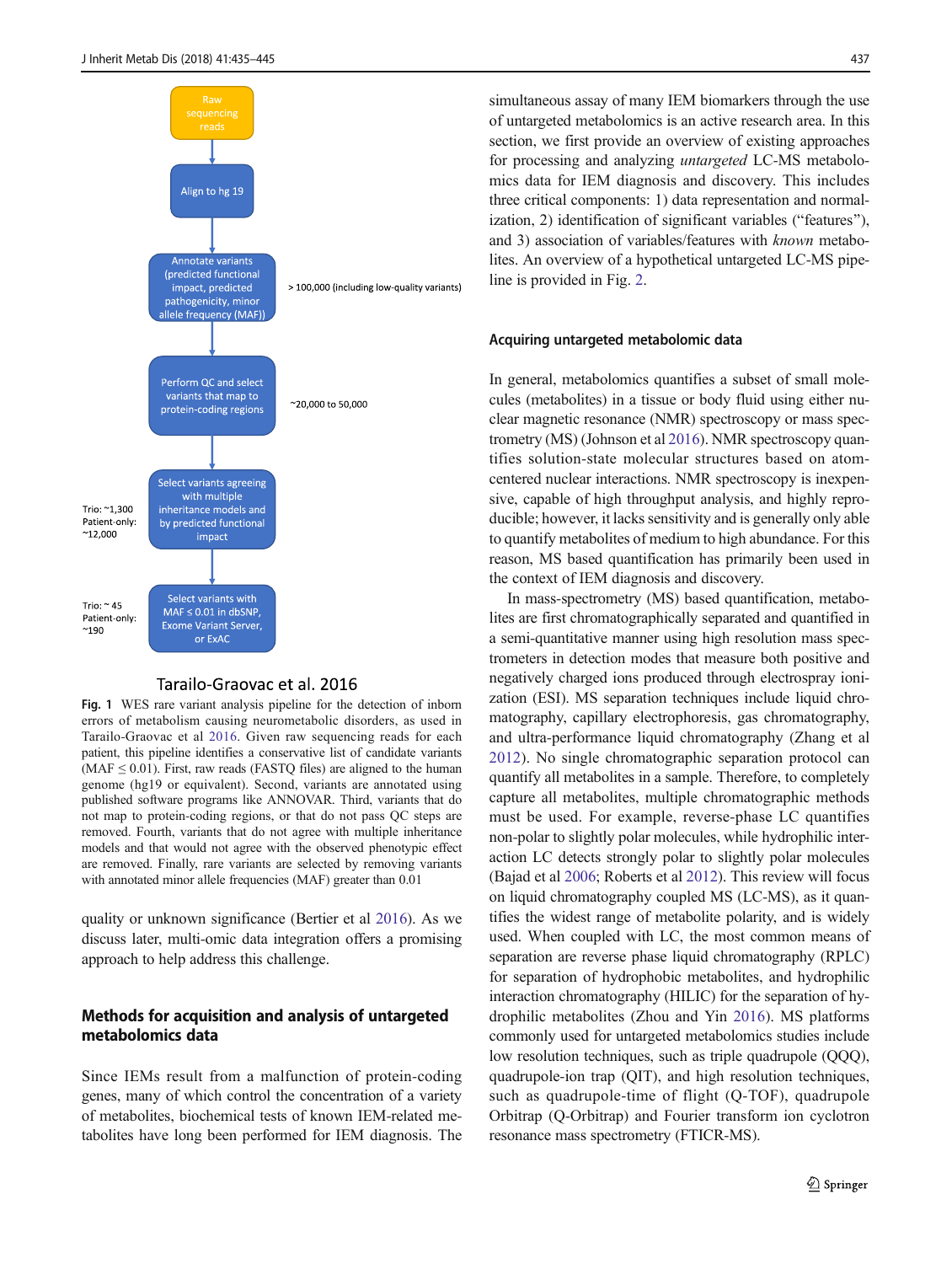Raw sequencing reads

Align to hg 19

Annotate variants (predicted functional impact, predicted pathogenicity, minor allele frequency (MAF)) — > 100,000 (including low-quality variants)

Perform QC and select variants that map to protein-coding regions — ~20,000 to 50,000

Select variants agreeing with multiple inheritance models and by predicted functional impact — Trio: ~1,300; Patient-only: ~12,000

Select variants with MAF ≤ 0.01 in dbSNP, Exome Variant Server, or ExAC — Trio: ~ 45; Patient-only: ~190

Tarailo-Graovac et al. 2016

**Fig. 1** WES rare variant analysis pipeline for the detection of inborn errors of metabolism causing neurometabolic disorders, as used in Tarailo-Graovac et al 2016. Given raw sequencing reads for each patient, this pipeline identifies a conservative list of candidate variants (MAF ≤ 0.01). First, raw reads (FASTQ files) are aligned to the human genome (hg19 or equivalent). Second, variants are annotated using published software programs like ANNOVAR. Third, variants that do not map to protein-coding regions, or that do not pass QC steps are removed. Fourth, variants that do not agree with multiple inheritance models and that would not agree with the observed phenotypic effect are removed. Finally, rare variants are selected by removing variants with annotated minor allele frequencies (MAF) greater than 0.01

quality or unknown significance (Bertier et al 2016). As we discuss later, multi-omic data integration offers a promising approach to help address this challenge.

## Methods for acquisition and analysis of untargeted metabolomics data

Since IEMs result from a malfunction of protein-coding genes, many of which control the concentration of a variety of metabolites, biochemical tests of known IEM-related metabolites have long been performed for IEM diagnosis. The simultaneous assay of many IEM biomarkers through the use of untargeted metabolomics is an active research area. In this section, we first provide an overview of existing approaches for processing and analyzing *untargeted* LC-MS metabolomics data for IEM diagnosis and discovery. This includes three critical components: 1) data representation and normalization, 2) identification of significant variables ("features"), and 3) association of variables/features with *known* metabolites. An overview of a hypothetical untargeted LC-MS pipeline is provided in Fig. 2.

### Acquiring untargeted metabolomic data

In general, metabolomics quantifies a subset of small molecules (metabolites) in a tissue or body fluid using either nuclear magnetic resonance (NMR) spectroscopy or mass spectrometry (MS) (Johnson et al 2016). NMR spectroscopy quantifies solution-state molecular structures based on atom-centered nuclear interactions. NMR spectroscopy is inexpensive, capable of high throughput analysis, and highly reproducible; however, it lacks sensitivity and is generally only able to quantify metabolites of medium to high abundance. For this reason, MS based quantification has primarily been used in the context of IEM diagnosis and discovery.

In mass-spectrometry (MS) based quantification, metabolites are first chromatographically separated and quantified in a semi-quantitative manner using high resolution mass spectrometers in detection modes that measure both positive and negatively charged ions produced through electrospray ionization (ESI). MS separation techniques include liquid chromatography, capillary electrophoresis, gas chromatography, and ultra-performance liquid chromatography (Zhang et al 2012). No single chromatographic separation protocol can quantify all metabolites in a sample. Therefore, to completely capture all metabolites, multiple chromatographic methods must be used. For example, reverse-phase LC quantifies non-polar to slightly polar molecules, while hydrophilic interaction LC detects strongly polar to slightly polar molecules (Bajad et al 2006; Roberts et al 2012). This review will focus on liquid chromatography coupled MS (LC-MS), as it quantifies the widest range of metabolite polarity, and is widely used. When coupled with LC, the most common means of separation are reverse phase liquid chromatography (RPLC) for separation of hydrophobic metabolites, and hydrophilic interaction chromatography (HILIC) for the separation of hydrophilic metabolites (Zhou and Yin 2016). MS platforms commonly used for untargeted metabolomics studies include low resolution techniques, such as triple quadrupole (QQQ), quadrupole-ion trap (QIT), and high resolution techniques, such as quadrupole-time of flight (Q-TOF), quadrupole Orbitrap (Q-Orbitrap) and Fourier transform ion cyclotron resonance mass spectrometry (FTICR-MS).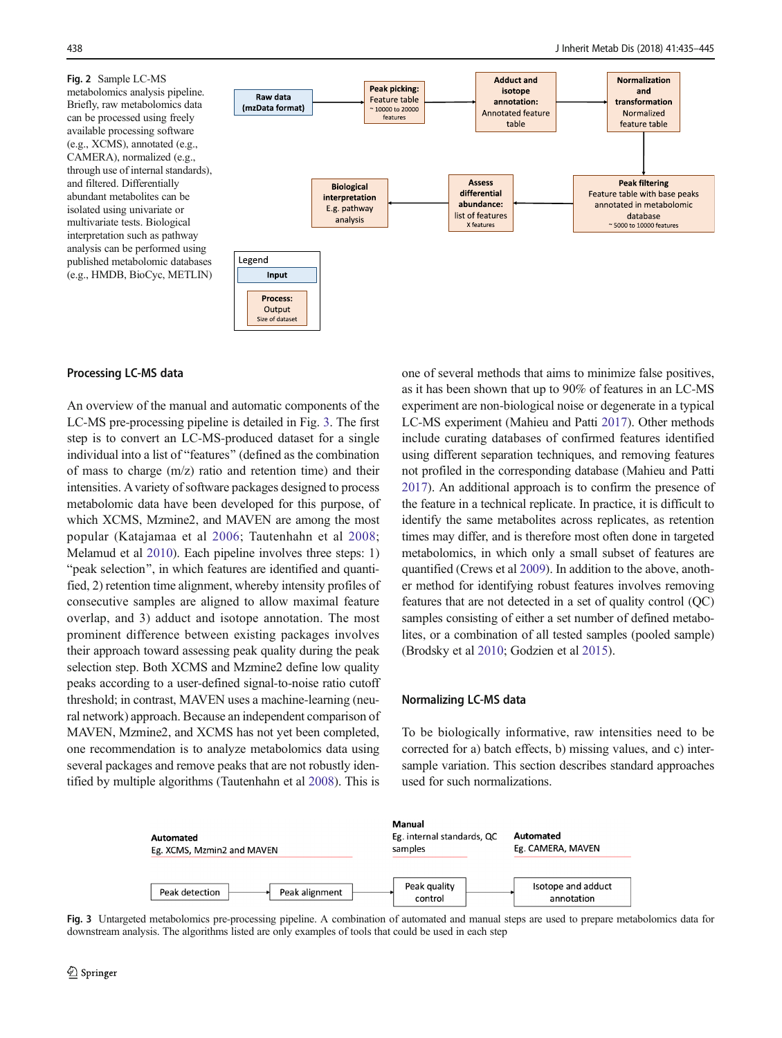**Fig. 2** Sample LC-MS metabolomics analysis pipeline. Briefly, raw metabolomics data can be processed using freely available processing software (e.g., XCMS), annotated (e.g., CAMERA), normalized (e.g., through use of internal standards), and filtered. Differentially abundant metabolites can be isolated using univariate or multivariate tests. Biological interpretation such as pathway analysis can be performed using published metabolomic databases (e.g., HMDB, BioCyc, METLIN)

**Raw data (mzData format)** → **Peak picking:** Feature table ~ 10000 to 20000 features → **Adduct and isotope annotation:** Annotated feature table → **Normalization and transformation** Normalized feature table → **Peak filtering** Feature table with base peaks annotated in metabolomic database ~ 5000 to 10000 features → **Assess differential abundance:** list of features X features → **Biological interpretation** E.g. pathway analysis

Legend: **Input**; **Process:** Output Size of dataset

### Processing LC-MS data

An overview of the manual and automatic components of the LC-MS pre-processing pipeline is detailed in Fig. 3. The first step is to convert an LC-MS-produced dataset for a single individual into a list of "features" (defined as the combination of mass to charge (m/z) ratio and retention time) and their intensities. A variety of software packages designed to process metabolomic data have been developed for this purpose, of which XCMS, Mzmine2, and MAVEN are among the most popular (Katajamaa et al 2006; Tautenhahn et al 2008; Melamud et al 2010). Each pipeline involves three steps: 1) "peak selection", in which features are identified and quantified, 2) retention time alignment, whereby intensity profiles of consecutive samples are aligned to allow maximal feature overlap, and 3) adduct and isotope annotation. The most prominent difference between existing packages involves their approach toward assessing peak quality during the peak selection step. Both XCMS and Mzmine2 define low quality peaks according to a user-defined signal-to-noise ratio cutoff threshold; in contrast, MAVEN uses a machine-learning (neural network) approach. Because an independent comparison of MAVEN, Mzmine2, and XCMS has not yet been completed, one recommendation is to analyze metabolomics data using several packages and remove peaks that are not robustly identified by multiple algorithms (Tautenhahn et al 2008). This is one of several methods that aims to minimize false positives, as it has been shown that up to 90% of features in an LC-MS experiment are non-biological noise or degenerate in a typical LC-MS experiment (Mahieu and Patti 2017). Other methods include curating databases of confirmed features identified using different separation techniques, and removing features not profiled in the corresponding database (Mahieu and Patti 2017). An additional approach is to confirm the presence of the feature in a technical replicate. In practice, it is difficult to identify the same metabolites across replicates, as retention times may differ, and is therefore most often done in targeted metabolomics, in which only a small subset of features are quantified (Crews et al 2009). In addition to the above, another method for identifying robust features involves removing features that are not detected in a set of quality control (QC) samples consisting of either a set number of defined metabolites, or a combination of all tested samples (pooled sample) (Brodsky et al 2010; Godzien et al 2015).

### Normalizing LC-MS data

To be biologically informative, raw intensities need to be corrected for a) batch effects, b) missing values, and c) inter-sample variation. This section describes standard approaches used for such normalizations.

**Automated** Eg. XCMS, Mzmin2 and MAVEN: Peak detection → Peak alignment → **Manual** Eg. internal standards, QC samples: Peak quality control → **Automated** Eg. CAMERA, MAVEN: Isotope and adduct annotation

**Fig. 3** Untargeted metabolomics pre-processing pipeline. A combination of automated and manual steps are used to prepare metabolomics data for downstream analysis. The algorithms listed are only examples of tools that could be used in each step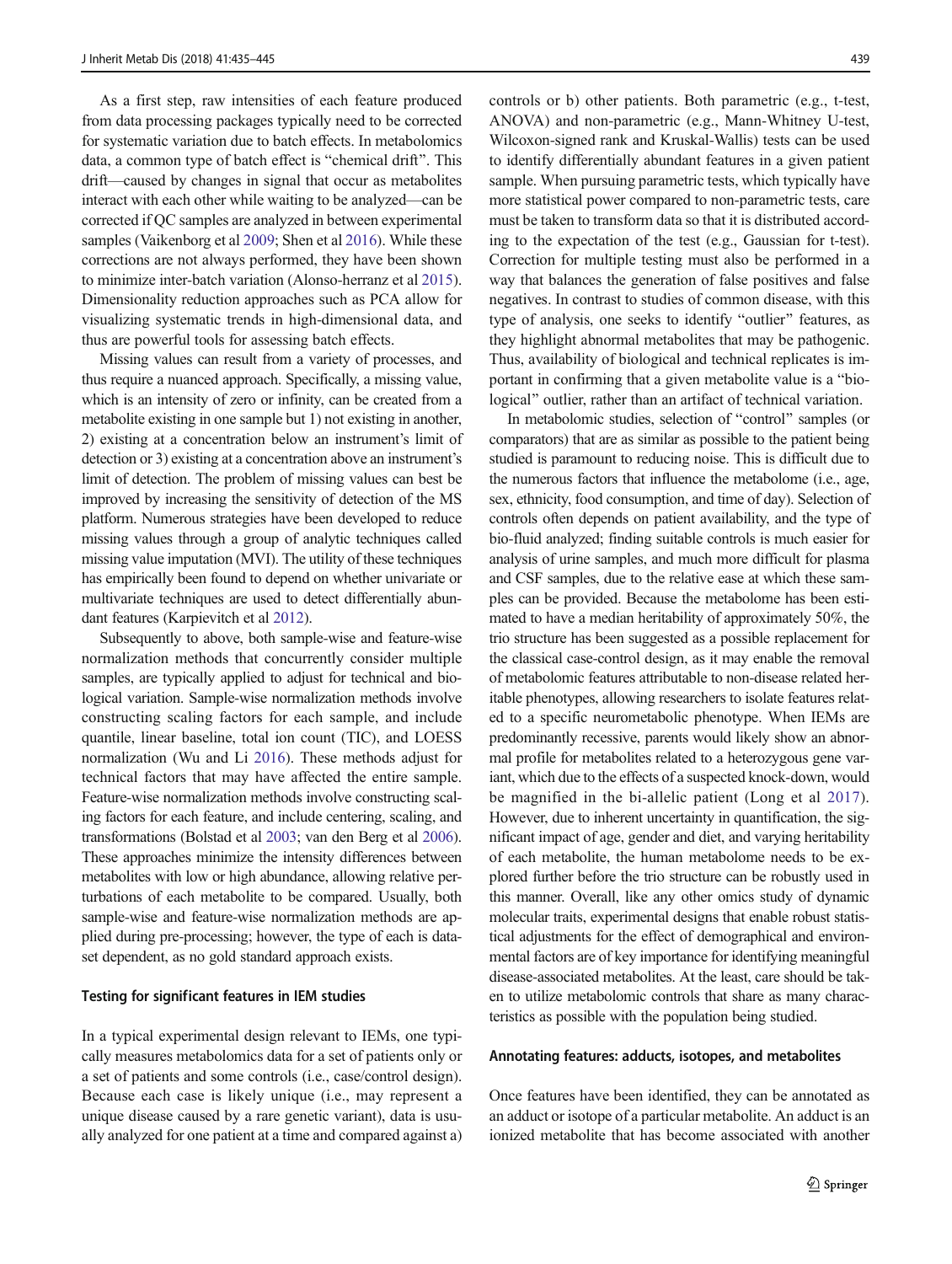As a first step, raw intensities of each feature produced from data processing packages typically need to be corrected for systematic variation due to batch effects. In metabolomics data, a common type of batch effect is "chemical drift". This drift—caused by changes in signal that occur as metabolites interact with each other while waiting to be analyzed—can be corrected if QC samples are analyzed in between experimental samples (Vaikenborg et al 2009; Shen et al 2016). While these corrections are not always performed, they have been shown to minimize inter-batch variation (Alonso-herranz et al 2015). Dimensionality reduction approaches such as PCA allow for visualizing systematic trends in high-dimensional data, and thus are powerful tools for assessing batch effects.

Missing values can result from a variety of processes, and thus require a nuanced approach. Specifically, a missing value, which is an intensity of zero or infinity, can be created from a metabolite existing in one sample but 1) not existing in another, 2) existing at a concentration below an instrument's limit of detection or 3) existing at a concentration above an instrument's limit of detection. The problem of missing values can best be improved by increasing the sensitivity of detection of the MS platform. Numerous strategies have been developed to reduce missing values through a group of analytic techniques called missing value imputation (MVI). The utility of these techniques has empirically been found to depend on whether univariate or multivariate techniques are used to detect differentially abundant features (Karpievitch et al 2012).

Subsequently to above, both sample-wise and feature-wise normalization methods that concurrently consider multiple samples, are typically applied to adjust for technical and biological variation. Sample-wise normalization methods involve constructing scaling factors for each sample, and include quantile, linear baseline, total ion count (TIC), and LOESS normalization (Wu and Li 2016). These methods adjust for technical factors that may have affected the entire sample. Feature-wise normalization methods involve constructing scaling factors for each feature, and include centering, scaling, and transformations (Bolstad et al 2003; van den Berg et al 2006). These approaches minimize the intensity differences between metabolites with low or high abundance, allowing relative perturbations of each metabolite to be compared. Usually, both sample-wise and feature-wise normalization methods are applied during pre-processing; however, the type of each is dataset dependent, as no gold standard approach exists.

#### Testing for significant features in IEM studies

In a typical experimental design relevant to IEMs, one typically measures metabolomics data for a set of patients only or a set of patients and some controls (i.e., case/control design). Because each case is likely unique (i.e., may represent a unique disease caused by a rare genetic variant), data is usually analyzed for one patient at a time and compared against a) controls or b) other patients. Both parametric (e.g., t-test, ANOVA) and non-parametric (e.g., Mann-Whitney U-test, Wilcoxon-signed rank and Kruskal-Wallis) tests can be used to identify differentially abundant features in a given patient sample. When pursuing parametric tests, which typically have more statistical power compared to non-parametric tests, care must be taken to transform data so that it is distributed according to the expectation of the test (e.g., Gaussian for t-test). Correction for multiple testing must also be performed in a way that balances the generation of false positives and false negatives. In contrast to studies of common disease, with this type of analysis, one seeks to identify "outlier" features, as they highlight abnormal metabolites that may be pathogenic. Thus, availability of biological and technical replicates is important in confirming that a given metabolite value is a "biological" outlier, rather than an artifact of technical variation.

In metabolomic studies, selection of "control" samples (or comparators) that are as similar as possible to the patient being studied is paramount to reducing noise. This is difficult due to the numerous factors that influence the metabolome (i.e., age, sex, ethnicity, food consumption, and time of day). Selection of controls often depends on patient availability, and the type of bio-fluid analyzed; finding suitable controls is much easier for analysis of urine samples, and much more difficult for plasma and CSF samples, due to the relative ease at which these samples can be provided. Because the metabolome has been estimated to have a median heritability of approximately 50%, the trio structure has been suggested as a possible replacement for the classical case-control design, as it may enable the removal of metabolomic features attributable to non-disease related heritable phenotypes, allowing researchers to isolate features related to a specific neurometabolic phenotype. When IEMs are predominantly recessive, parents would likely show an abnormal profile for metabolites related to a heterozygous gene variant, which due to the effects of a suspected knock-down, would be magnified in the bi-allelic patient (Long et al 2017). However, due to inherent uncertainty in quantification, the significant impact of age, gender and diet, and varying heritability of each metabolite, the human metabolome needs to be explored further before the trio structure can be robustly used in this manner. Overall, like any other omics study of dynamic molecular traits, experimental designs that enable robust statistical adjustments for the effect of demographical and environmental factors are of key importance for identifying meaningful disease-associated metabolites. At the least, care should be taken to utilize metabolomic controls that share as many characteristics as possible with the population being studied.

#### Annotating features: adducts, isotopes, and metabolites

Once features have been identified, they can be annotated as an adduct or isotope of a particular metabolite. An adduct is an ionized metabolite that has become associated with another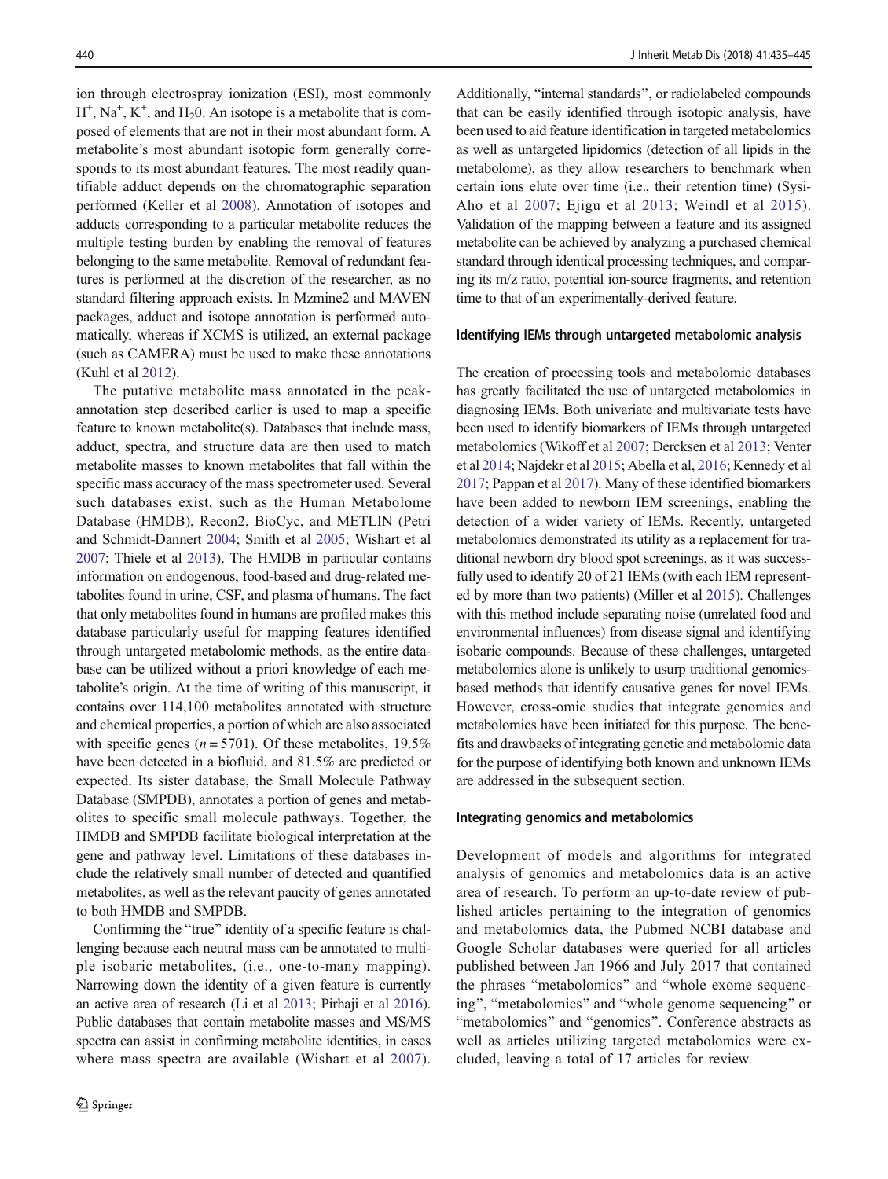ion through electrospray ionization (ESI), most commonly $H^+$, $Na^+$, $K^+$, and $H_20$. An isotope is a metabolite that is composed of elements that are not in their most abundant form. A metabolite's most abundant isotopic form generally corresponds to its most abundant features. The most readily quantifiable adduct depends on the chromatographic separation performed (Keller et al 2008). Annotation of isotopes and adducts corresponding to a particular metabolite reduces the multiple testing burden by enabling the removal of features belonging to the same metabolite. Removal of redundant features is performed at the discretion of the researcher, as no standard filtering approach exists. In Mzmine2 and MAVEN packages, adduct and isotope annotation is performed automatically, whereas if XCMS is utilized, an external package (such as CAMERA) must be used to make these annotations (Kuhl et al 2012).

The putative metabolite mass annotated in the peak-annotation step described earlier is used to map a specific feature to known metabolite(s). Databases that include mass, adduct, spectra, and structure data are then used to match metabolite masses to known metabolites that fall within the specific mass accuracy of the mass spectrometer used. Several such databases exist, such as the Human Metabolome Database (HMDB), Recon2, BioCyc, and METLIN (Petri and Schmidt-Dannert 2004; Smith et al 2005; Wishart et al 2007; Thiele et al 2013). The HMDB in particular contains information on endogenous, food-based and drug-related metabolites found in urine, CSF, and plasma of humans. The fact that only metabolites found in humans are profiled makes this database particularly useful for mapping features identified through untargeted metabolomic methods, as the entire database can be utilized without a priori knowledge of each metabolite's origin. At the time of writing of this manuscript, it contains over 114,100 metabolites annotated with structure and chemical properties, a portion of which are also associated with specific genes ($n = 5701$). Of these metabolites, 19.5% have been detected in a biofluid, and 81.5% are predicted or expected. Its sister database, the Small Molecule Pathway Database (SMPDB), annotates a portion of genes and metabolites to specific small molecule pathways. Together, the HMDB and SMPDB facilitate biological interpretation at the gene and pathway level. Limitations of these databases include the relatively small number of detected and quantified metabolites, as well as the relevant paucity of genes annotated to both HMDB and SMPDB.

Confirming the "true" identity of a specific feature is challenging because each neutral mass can be annotated to multiple isobaric metabolites, (i.e., one-to-many mapping). Narrowing down the identity of a given feature is currently an active area of research (Li et al 2013; Pirhaji et al 2016). Public databases that contain metabolite masses and MS/MS spectra can assist in confirming metabolite identities, in cases where mass spectra are available (Wishart et al 2007). Additionally, "internal standards", or radiolabeled compounds that can be easily identified through isotopic analysis, have been used to aid feature identification in targeted metabolomics as well as untargeted lipidomics (detection of all lipids in the metabolome), as they allow researchers to benchmark when certain ions elute over time (i.e., their retention time) (Sysi-Aho et al 2007; Ejigu et al 2013; Weindl et al 2015). Validation of the mapping between a feature and its assigned metabolite can be achieved by analyzing a purchased chemical standard through identical processing techniques, and comparing its m/z ratio, potential ion-source fragments, and retention time to that of an experimentally-derived feature.

### Identifying IEMs through untargeted metabolomic analysis

The creation of processing tools and metabolomic databases has greatly facilitated the use of untargeted metabolomics in diagnosing IEMs. Both univariate and multivariate tests have been used to identify biomarkers of IEMs through untargeted metabolomics (Wikoff et al 2007; Dercksen et al 2013; Venter et al 2014; Najdekr et al 2015; Abella et al, 2016; Kennedy et al 2017; Pappan et al 2017). Many of these identified biomarkers have been added to newborn IEM screenings, enabling the detection of a wider variety of IEMs. Recently, untargeted metabolomics demonstrated its utility as a replacement for traditional newborn dry blood spot screenings, as it was successfully used to identify 20 of 21 IEMs (with each IEM represented by more than two patients) (Miller et al 2015). Challenges with this method include separating noise (unrelated food and environmental influences) from disease signal and identifying isobaric compounds. Because of these challenges, untargeted metabolomics alone is unlikely to usurp traditional genomics-based methods that identify causative genes for novel IEMs. However, cross-omic studies that integrate genomics and metabolomics have been initiated for this purpose. The benefits and drawbacks of integrating genetic and metabolomic data for the purpose of identifying both known and unknown IEMs are addressed in the subsequent section.

### Integrating genomics and metabolomics

Development of models and algorithms for integrated analysis of genomics and metabolomics data is an active area of research. To perform an up-to-date review of published articles pertaining to the integration of genomics and metabolomics data, the Pubmed NCBI database and Google Scholar databases were queried for all articles published between Jan 1966 and July 2017 that contained the phrases "metabolomics" and "whole exome sequencing", "metabolomics" and "whole genome sequencing" or "metabolomics" and "genomics". Conference abstracts as well as articles utilizing targeted metabolomics were excluded, leaving a total of 17 articles for review.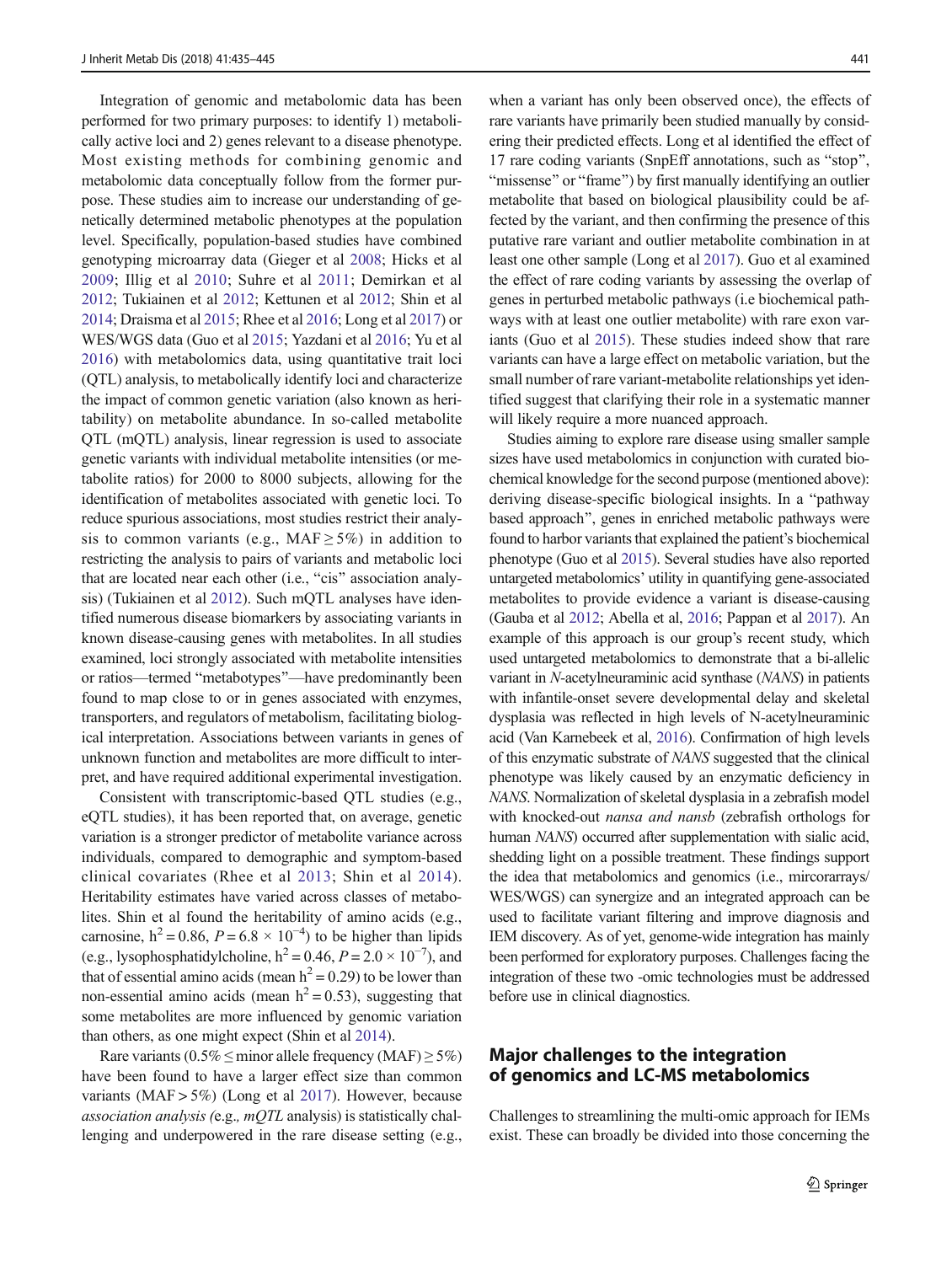Integration of genomic and metabolomic data has been performed for two primary purposes: to identify 1) metabolically active loci and 2) genes relevant to a disease phenotype. Most existing methods for combining genomic and metabolomic data conceptually follow from the former purpose. These studies aim to increase our understanding of genetically determined metabolic phenotypes at the population level. Specifically, population-based studies have combined genotyping microarray data (Gieger et al 2008; Hicks et al 2009; Illig et al 2010; Suhre et al 2011; Demirkan et al 2012; Tukiainen et al 2012; Kettunen et al 2012; Shin et al 2014; Draisma et al 2015; Rhee et al 2016; Long et al 2017) or WES/WGS data (Guo et al 2015; Yazdani et al 2016; Yu et al 2016) with metabolomics data, using quantitative trait loci (QTL) analysis, to metabolically identify loci and characterize the impact of common genetic variation (also known as heritability) on metabolite abundance. In so-called metabolite QTL (mQTL) analysis, linear regression is used to associate genetic variants with individual metabolite intensities (or metabolite ratios) for 2000 to 8000 subjects, allowing for the identification of metabolites associated with genetic loci. To reduce spurious associations, most studies restrict their analysis to common variants (e.g., MAF ≥ 5%) in addition to restricting the analysis to pairs of variants and metabolic loci that are located near each other (i.e., "cis" association analysis) (Tukiainen et al 2012). Such mQTL analyses have identified numerous disease biomarkers by associating variants in known disease-causing genes with metabolites. In all studies examined, loci strongly associated with metabolite intensities or ratios—termed "metabotypes"—have predominantly been found to map close to or in genes associated with enzymes, transporters, and regulators of metabolism, facilitating biological interpretation. Associations between variants in genes of unknown function and metabolites are more difficult to interpret, and have required additional experimental investigation.

Consistent with transcriptomic-based QTL studies (e.g., eQTL studies), it has been reported that, on average, genetic variation is a stronger predictor of metabolite variance across individuals, compared to demographic and symptom-based clinical covariates (Rhee et al 2013; Shin et al 2014). Heritability estimates have varied across classes of metabolites. Shin et al found the heritability of amino acids (e.g., carnosine, $h^2 = 0.86$, $P = 6.8 \times 10^{-4}$) to be higher than lipids (e.g., lysophosphatidylcholine, $h^2 = 0.46$, $P = 2.0 \times 10^{-7}$), and that of essential amino acids (mean $h^2 = 0.29$) to be lower than non-essential amino acids (mean $h^2 = 0.53$), suggesting that some metabolites are more influenced by genomic variation than others, as one might expect (Shin et al 2014).

Rare variants (0.5% ≤ minor allele frequency (MAF) ≥ 5%) have been found to have a larger effect size than common variants (MAF > 5%) (Long et al 2017). However, because *association analysis (*e.g.*, mQTL* analysis) is statistically challenging and underpowered in the rare disease setting (e.g., when a variant has only been observed once), the effects of rare variants have primarily been studied manually by considering their predicted effects. Long et al identified the effect of 17 rare coding variants (SnpEff annotations, such as "stop", "missense" or "frame") by first manually identifying an outlier metabolite that based on biological plausibility could be affected by the variant, and then confirming the presence of this putative rare variant and outlier metabolite combination in at least one other sample (Long et al 2017). Guo et al examined the effect of rare coding variants by assessing the overlap of genes in perturbed metabolic pathways (i.e biochemical pathways with at least one outlier metabolite) with rare exon variants (Guo et al 2015). These studies indeed show that rare variants can have a large effect on metabolic variation, but the small number of rare variant-metabolite relationships yet identified suggest that clarifying their role in a systematic manner will likely require a more nuanced approach.

Studies aiming to explore rare disease using smaller sample sizes have used metabolomics in conjunction with curated biochemical knowledge for the second purpose (mentioned above): deriving disease-specific biological insights. In a "pathway based approach", genes in enriched metabolic pathways were found to harbor variants that explained the patient's biochemical phenotype (Guo et al 2015). Several studies have also reported untargeted metabolomics' utility in quantifying gene-associated metabolites to provide evidence a variant is disease-causing (Gauba et al 2012; Abella et al, 2016; Pappan et al 2017). An example of this approach is our group's recent study, which used untargeted metabolomics to demonstrate that a bi-allelic variant in *N*-acetylneuraminic acid synthase (*NANS*) in patients with infantile-onset severe developmental delay and skeletal dysplasia was reflected in high levels of N-acetylneuraminic acid (Van Karnebeek et al, 2016). Confirmation of high levels of this enzymatic substrate of *NANS* suggested that the clinical phenotype was likely caused by an enzymatic deficiency in *NANS*. Normalization of skeletal dysplasia in a zebrafish model with knocked-out *nansa and nansb* (zebrafish orthologs for human *NANS*) occurred after supplementation with sialic acid, shedding light on a possible treatment. These findings support the idea that metabolomics and genomics (i.e., mircorarrays/WES/WGS) can synergize and an integrated approach can be used to facilitate variant filtering and improve diagnosis and IEM discovery. As of yet, genome-wide integration has mainly been performed for exploratory purposes. Challenges facing the integration of these two -omic technologies must be addressed before use in clinical diagnostics.

## Major challenges to the integration of genomics and LC-MS metabolomics

Challenges to streamlining the multi-omic approach for IEMs exist. These can broadly be divided into those concerning the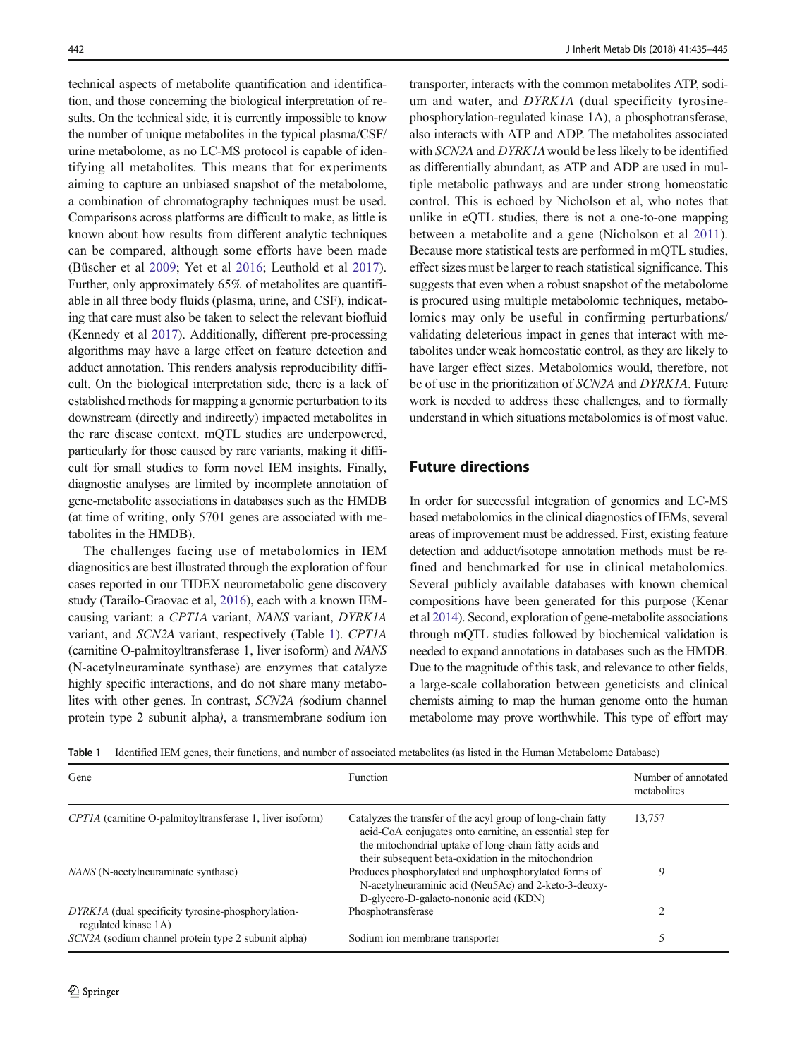technical aspects of metabolite quantification and identification, and those concerning the biological interpretation of results. On the technical side, it is currently impossible to know the number of unique metabolites in the typical plasma/CSF/urine metabolome, as no LC-MS protocol is capable of identifying all metabolites. This means that for experiments aiming to capture an unbiased snapshot of the metabolome, a combination of chromatography techniques must be used. Comparisons across platforms are difficult to make, as little is known about how results from different analytic techniques can be compared, although some efforts have been made (Büscher et al 2009; Yet et al 2016; Leuthold et al 2017). Further, only approximately 65% of metabolites are quantifiable in all three body fluids (plasma, urine, and CSF), indicating that care must also be taken to select the relevant biofluid (Kennedy et al 2017). Additionally, different pre-processing algorithms may have a large effect on feature detection and adduct annotation. This renders analysis reproducibility difficult. On the biological interpretation side, there is a lack of established methods for mapping a genomic perturbation to its downstream (directly and indirectly) impacted metabolites in the rare disease context. mQTL studies are underpowered, particularly for those caused by rare variants, making it difficult for small studies to form novel IEM insights. Finally, diagnostic analyses are limited by incomplete annotation of gene-metabolite associations in databases such as the HMDB (at time of writing, only 5701 genes are associated with metabolites in the HMDB).

The challenges facing use of metabolomics in IEM diagnostics are best illustrated through the exploration of four cases reported in our TIDEX neurometabolic gene discovery study (Tarailo-Graovac et al, 2016), each with a known IEM-causing variant: a *CPT1A* variant, *NANS* variant, *DYRK1A* variant, and *SCN2A* variant, respectively (Table 1). *CPT1A* (carnitine O-palmitoyltransferase 1, liver isoform) and *NANS* (N-acetylneuraminate synthase) are enzymes that catalyze highly specific interactions, and do not share many metabolites with other genes. In contrast, *SCN2A (*sodium channel protein type 2 subunit alpha*)*, a transmembrane sodium ion transporter, interacts with the common metabolites ATP, sodium and water, and *DYRK1A* (dual specificity tyrosine-phosphorylation-regulated kinase 1A), a phosphotransferase, also interacts with ATP and ADP. The metabolites associated with *SCN2A* and *DYRK1A* would be less likely to be identified as differentially abundant, as ATP and ADP are used in multiple metabolic pathways and are under strong homeostatic control. This is echoed by Nicholson et al, who notes that unlike in eQTL studies, there is not a one-to-one mapping between a metabolite and a gene (Nicholson et al 2011). Because more statistical tests are performed in mQTL studies, effect sizes must be larger to reach statistical significance. This suggests that even when a robust snapshot of the metabolome is procured using multiple metabolomic techniques, metabolomics may only be useful in confirming perturbations/validating deleterious impact in genes that interact with metabolites under weak homeostatic control, as they are likely to have larger effect sizes. Metabolomics would, therefore, not be of use in the prioritization of *SCN2A* and *DYRK1A*. Future work is needed to address these challenges, and to formally understand in which situations metabolomics is of most value.

## Future directions

In order for successful integration of genomics and LC-MS based metabolomics in the clinical diagnostics of IEMs, several areas of improvement must be addressed. First, existing feature detection and adduct/isotope annotation methods must be refined and benchmarked for use in clinical metabolomics. Several publicly available databases with known chemical compositions have been generated for this purpose (Kenar et al 2014). Second, exploration of gene-metabolite associations through mQTL studies followed by biochemical validation is needed to expand annotations in databases such as the HMDB. Due to the magnitude of this task, and relevance to other fields, a large-scale collaboration between geneticists and clinical chemists aiming to map the human genome onto the human metabolome may prove worthwhile. This type of effort may

**Table 1** Identified IEM genes, their functions, and number of associated metabolites (as listed in the Human Metabolome Database)

| Gene | Function | Number of annotated metabolites |
|---|---|---|
| *CPT1A* (carnitine O-palmitoyltransferase 1, liver isoform) | Catalyzes the transfer of the acyl group of long-chain fatty acid-CoA conjugates onto carnitine, an essential step for the mitochondrial uptake of long-chain fatty acids and their subsequent beta-oxidation in the mitochondrion | 13,757 |
| *NANS* (N-acetylneuraminate synthase) | Produces phosphorylated and unphosphorylated forms of N-acetylneuraminic acid (Neu5Ac) and 2-keto-3-deoxy-D-glycero-D-galacto-nononic acid (KDN) | 9 |
| *DYRK1A* (dual specificity tyrosine-phosphorylation-regulated kinase 1A) | Phosphotransferase | 2 |
| *SCN2A* (sodium channel protein type 2 subunit alpha) | Sodium ion membrane transporter | 5 |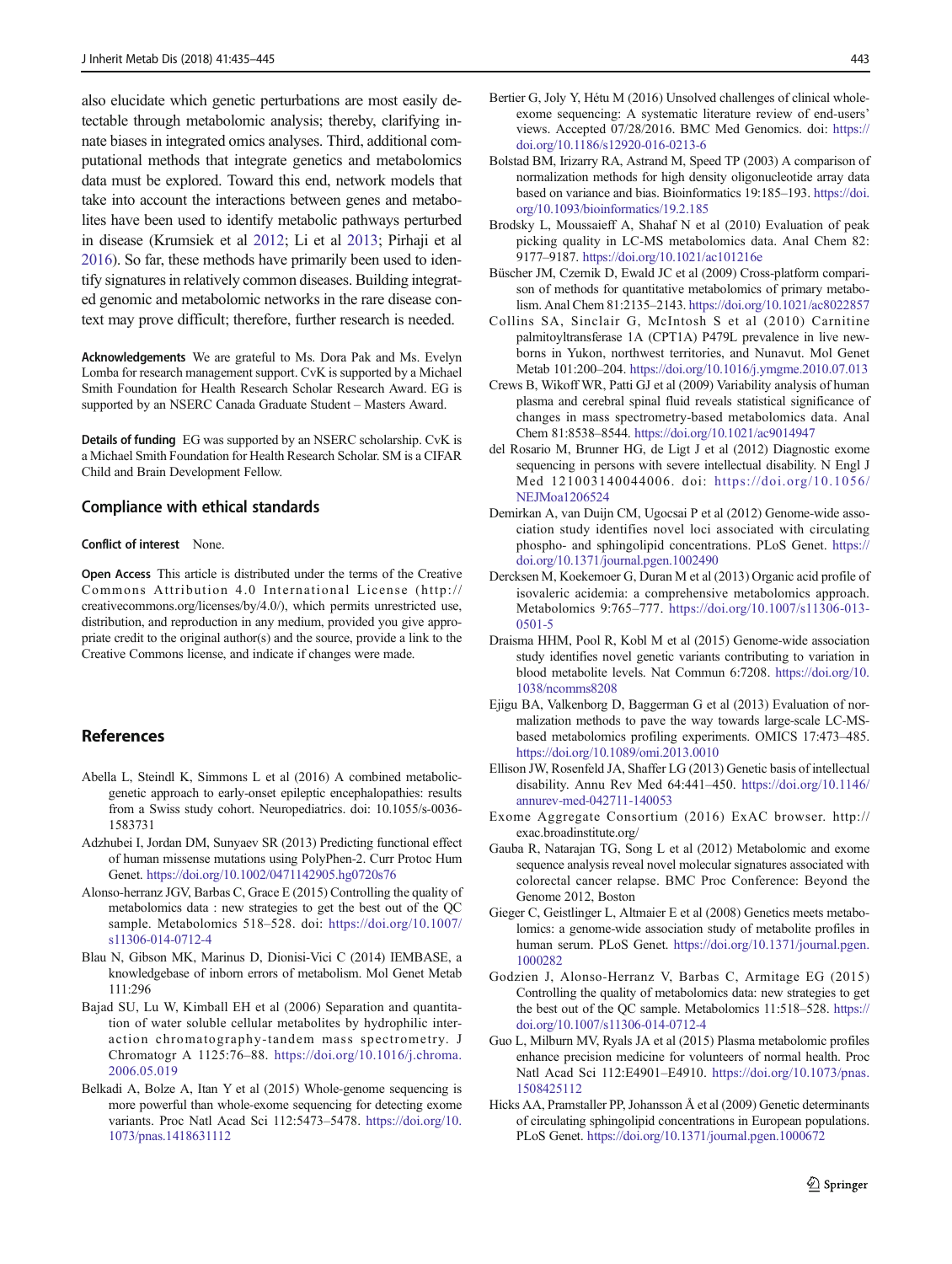also elucidate which genetic perturbations are most easily detectable through metabolomic analysis; thereby, clarifying innate biases in integrated omics analyses. Third, additional computational methods that integrate genetics and metabolomics data must be explored. Toward this end, network models that take into account the interactions between genes and metabolites have been used to identify metabolic pathways perturbed in disease (Krumsiek et al 2012; Li et al 2013; Pirhaji et al 2016). So far, these methods have primarily been used to identify signatures in relatively common diseases. Building integrated genomic and metabolomic networks in the rare disease context may prove difficult; therefore, further research is needed.

**Acknowledgements** We are grateful to Ms. Dora Pak and Ms. Evelyn Lomba for research management support. CvK is supported by a Michael Smith Foundation for Health Research Scholar Research Award. EG is supported by an NSERC Canada Graduate Student – Masters Award.

**Details of funding** EG was supported by an NSERC scholarship. CvK is a Michael Smith Foundation for Health Research Scholar. SM is a CIFAR Child and Brain Development Fellow.

## Compliance with ethical standards

**Conflict of interest** None.

**Open Access** This article is distributed under the terms of the Creative Commons Attribution 4.0 International License (http://creativecommons.org/licenses/by/4.0/), which permits unrestricted use, distribution, and reproduction in any medium, provided you give appropriate credit to the original author(s) and the source, provide a link to the Creative Commons license, and indicate if changes were made.

## References

Abella L, Steindl K, Simmons L et al (2016) A combined metabolic-genetic approach to early-onset epileptic encephalopathies: results from a Swiss study cohort. Neuropediatrics. doi: 10.1055/s-0036-1583731

Adzhubei I, Jordan DM, Sunyaev SR (2013) Predicting functional effect of human missense mutations using PolyPhen-2. Curr Protoc Hum Genet. https://doi.org/10.1002/0471142905.hg0720s76

Alonso-herranz JGV, Barbas C, Grace E (2015) Controlling the quality of metabolomics data : new strategies to get the best out of the QC sample. Metabolomics 518–528. doi: https://doi.org/10.1007/s11306-014-0712-4

Blau N, Gibson MK, Marinus D, Dionisi-Vici C (2014) IEMBASE, a knowledgebase of inborn errors of metabolism. Mol Genet Metab 111:296

Bajad SU, Lu W, Kimball EH et al (2006) Separation and quantitation of water soluble cellular metabolites by hydrophilic interaction chromatography-tandem mass spectrometry. J Chromatogr A 1125:76–88. https://doi.org/10.1016/j.chroma.2006.05.019

Belkadi A, Bolze A, Itan Y et al (2015) Whole-genome sequencing is more powerful than whole-exome sequencing for detecting exome variants. Proc Natl Acad Sci 112:5473–5478. https://doi.org/10.1073/pnas.1418631112

Bertier G, Joly Y, Hétu M (2016) Unsolved challenges of clinical whole-exome sequencing: A systematic literature review of end-users' views. Accepted 07/28/2016. BMC Med Genomics. doi: https://doi.org/10.1186/s12920-016-0213-6

Bolstad BM, Irizarry RA, Astrand M, Speed TP (2003) A comparison of normalization methods for high density oligonucleotide array data based on variance and bias. Bioinformatics 19:185–193. https://doi.org/10.1093/bioinformatics/19.2.185

Brodsky L, Moussaieff A, Shahaf N et al (2010) Evaluation of peak picking quality in LC-MS metabolomics data. Anal Chem 82: 9177–9187. https://doi.org/10.1021/ac101216e

Büscher JM, Czernik D, Ewald JC et al (2009) Cross-platform comparison of methods for quantitative metabolomics of primary metabolism. Anal Chem 81:2135–2143. https://doi.org/10.1021/ac8022857

Collins SA, Sinclair G, McIntosh S et al (2010) Carnitine palmitoyltransferase 1A (CPT1A) P479L prevalence in live newborns in Yukon, northwest territories, and Nunavut. Mol Genet Metab 101:200–204. https://doi.org/10.1016/j.ymgme.2010.07.013

Crews B, Wikoff WR, Patti GJ et al (2009) Variability analysis of human plasma and cerebral spinal fluid reveals statistical significance of changes in mass spectrometry-based metabolomics data. Anal Chem 81:8538–8544. https://doi.org/10.1021/ac9014947

del Rosario M, Brunner HG, de Ligt J et al (2012) Diagnostic exome sequencing in persons with severe intellectual disability. N Engl J Med 121003140044006. doi: https://doi.org/10.1056/NEJMoa1206524

Demirkan A, van Duijn CM, Ugocsai P et al (2012) Genome-wide association study identifies novel loci associated with circulating phospho- and sphingolipid concentrations. PLoS Genet. https://doi.org/10.1371/journal.pgen.1002490

Dercksen M, Koekemoer G, Duran M et al (2013) Organic acid profile of isovaleric acidemia: a comprehensive metabolomics approach. Metabolomics 9:765–777. https://doi.org/10.1007/s11306-013-0501-5

Draisma HHM, Pool R, Kobl M et al (2015) Genome-wide association study identifies novel genetic variants contributing to variation in blood metabolite levels. Nat Commun 6:7208. https://doi.org/10.1038/ncomms8208

Ejigu BA, Valkenborg D, Baggerman G et al (2013) Evaluation of normalization methods to pave the way towards large-scale LC-MS-based metabolomics profiling experiments. OMICS 17:473–485. https://doi.org/10.1089/omi.2013.0010

Ellison JW, Rosenfeld JA, Shaffer LG (2013) Genetic basis of intellectual disability. Annu Rev Med 64:441–450. https://doi.org/10.1146/annurev-med-042711-140053

Exome Aggregate Consortium (2016) ExAC browser. http://exac.broadinstitute.org/

Gauba R, Natarajan TG, Song L et al (2012) Metabolomic and exome sequence analysis reveal novel molecular signatures associated with colorectal cancer relapse. BMC Proc Conference: Beyond the Genome 2012, Boston

Gieger C, Geistlinger L, Altmaier E et al (2008) Genetics meets metabolomics: a genome-wide association study of metabolite profiles in human serum. PLoS Genet. https://doi.org/10.1371/journal.pgen.1000282

Godzien J, Alonso-Herranz V, Barbas C, Armitage EG (2015) Controlling the quality of metabolomics data: new strategies to get the best out of the QC sample. Metabolomics 11:518–528. https://doi.org/10.1007/s11306-014-0712-4

Guo L, Milburn MV, Ryals JA et al (2015) Plasma metabolomic profiles enhance precision medicine for volunteers of normal health. Proc Natl Acad Sci 112:E4901–E4910. https://doi.org/10.1073/pnas.1508425112

Hicks AA, Pramstaller PP, Johansson Å et al (2009) Genetic determinants of circulating sphingolipid concentrations in European populations. PLoS Genet. https://doi.org/10.1371/journal.pgen.1000672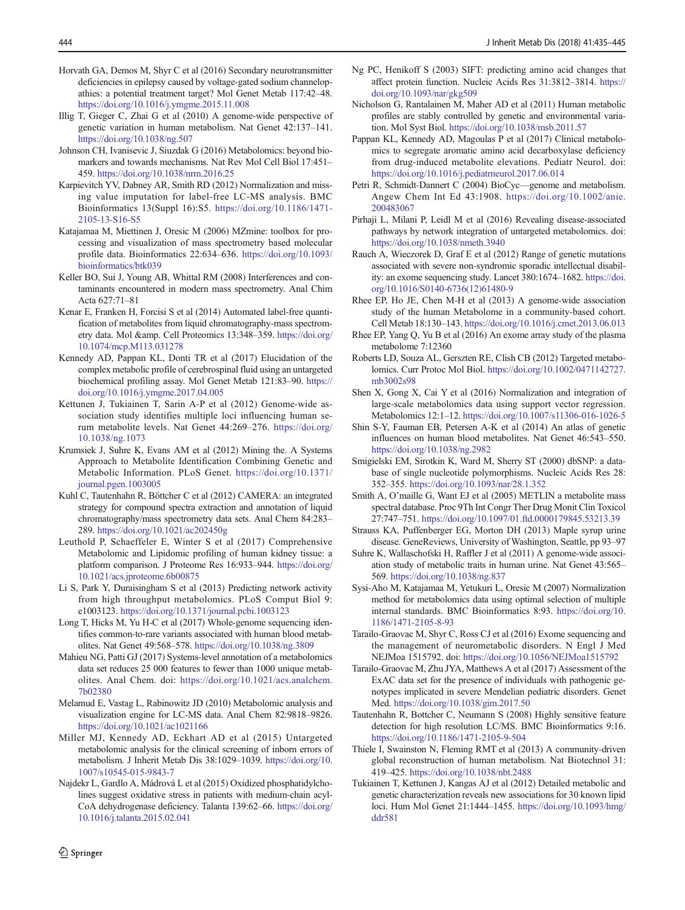Horvath GA, Demos M, Shyr C et al (2016) Secondary neurotransmitter deficiencies in epilepsy caused by voltage-gated sodium channelopathies: a potential treatment target? Mol Genet Metab 117:42–48. https://doi.org/10.1016/j.ymgme.2015.11.008

Illig T, Gieger C, Zhai G et al (2010) A genome-wide perspective of genetic variation in human metabolism. Nat Genet 42:137–141. https://doi.org/10.1038/ng.507

Johnson CH, Ivanisevic J, Siuzdak G (2016) Metabolomics: beyond biomarkers and towards mechanisms. Nat Rev Mol Cell Biol 17:451–459. https://doi.org/10.1038/nrm.2016.25

Karpievitch YV, Dabney AR, Smith RD (2012) Normalization and missing value imputation for label-free LC-MS analysis. BMC Bioinformatics 13(Suppl 16):S5. https://doi.org/10.1186/1471-2105-13-S16-S5

Katajamaa M, Miettinen J, Oresic M (2006) MZmine: toolbox for processing and visualization of mass spectrometry based molecular profile data. Bioinformatics 22:634–636. https://doi.org/10.1093/bioinformatics/btk039

Keller BO, Sui J, Young AB, Whittal RM (2008) Interferences and contaminants encountered in modern mass spectrometry. Anal Chim Acta 627:71–81

Kenar E, Franken H, Forcisi S et al (2014) Automated label-free quantification of metabolites from liquid chromatography-mass spectrometry data. Mol &amp. Cell Proteomics 13:348–359. https://doi.org/10.1074/mcp.M113.031278

Kennedy AD, Pappan KL, Donti TR et al (2017) Elucidation of the complex metabolic profile of cerebrospinal fluid using an untargeted biochemical profiling assay. Mol Genet Metab 121:83–90. https://doi.org/10.1016/j.ymgme.2017.04.005

Kettunen J, Tukiainen T, Sarin A-P et al (2012) Genome-wide association study identifies multiple loci influencing human serum metabolite levels. Nat Genet 44:269–276. https://doi.org/10.1038/ng.1073

Krumsiek J, Suhre K, Evans AM et al (2012) Mining the. A Systems Approach to Metabolite Identification Combining Genetic and Metabolic Information. PLoS Genet. https://doi.org/10.1371/journal.pgen.1003005

Kuhl C, Tautenhahn R, Böttcher C et al (2012) CAMERA: an integrated strategy for compound spectra extraction and annotation of liquid chromatography/mass spectrometry data sets. Anal Chem 84:283–289. https://doi.org/10.1021/ac202450g

Leuthold P, Schaeffeler E, Winter S et al (2017) Comprehensive Metabolomic and Lipidomic profiling of human kidney tissue: a platform comparison. J Proteome Res 16:933–944. https://doi.org/10.1021/acs.jproteome.6b00875

Li S, Park Y, Duraisingham S et al (2013) Predicting network activity from high throughput metabolomics. PLoS Comput Biol 9: e1003123. https://doi.org/10.1371/journal.pcbi.1003123

Long T, Hicks M, Yu H-C et al (2017) Whole-genome sequencing identifies common-to-rare variants associated with human blood metabolites. Nat Genet 49:568–578. https://doi.org/10.1038/ng.3809

Mahieu NG, Patti GJ (2017) Systems-level annotation of a metabolomics data set reduces 25 000 features to fewer than 1000 unique metabolites. Anal Chem. doi: https://doi.org/10.1021/acs.analchem.7b02380

Melamud E, Vastag L, Rabinowitz JD (2010) Metabolomic analysis and visualization engine for LC-MS data. Anal Chem 82:9818–9826. https://doi.org/10.1021/ac1021166

Miller MJ, Kennedy AD, Eckhart AD et al (2015) Untargeted metabolomic analysis for the clinical screening of inborn errors of metabolism. J Inherit Metab Dis 38:1029–1039. https://doi.org/10.1007/s10545-015-9843-7

Najdekr L, Gardlo A, Mádrová L et al (2015) Oxidized phosphatidylcholines suggest oxidative stress in patients with medium-chain acyl-CoA dehydrogenase deficiency. Talanta 139:62–66. https://doi.org/10.1016/j.talanta.2015.02.041

Ng PC, Henikoff S (2003) SIFT: predicting amino acid changes that affect protein function. Nucleic Acids Res 31:3812–3814. https://doi.org/10.1093/nar/gkg509

Nicholson G, Rantalainen M, Maher AD et al (2011) Human metabolic profiles are stably controlled by genetic and environmental variation. Mol Syst Biol. https://doi.org/10.1038/msb.2011.57

Pappan KL, Kennedy AD, Magoulas P et al (2017) Clinical metabolomics to segregate aromatic amino acid decarboxylase deficiency from drug-induced metabolite elevations. Pediatr Neurol. doi: https://doi.org/10.1016/j.pediatrneurol.2017.06.014

Petri R, Schmidt-Dannert C (2004) BioCyc—genome and metabolism. Angew Chem Int Ed 43:1908. https://doi.org/10.1002/anie.200483067

Pirhaji L, Milani P, Leidl M et al (2016) Revealing disease-associated pathways by network integration of untargeted metabolomics. doi: https://doi.org/10.1038/nmeth.3940

Rauch A, Wieczorek D, Graf E et al (2012) Range of genetic mutations associated with severe non-syndromic sporadic intellectual disability: an exome sequencing study. Lancet 380:1674–1682. https://doi.org/10.1016/S0140-6736(12)61480-9

Rhee EP, Ho JE, Chen M-H et al (2013) A genome-wide association study of the human Metabolome in a community-based cohort. Cell Metab 18:130–143. https://doi.org/10.1016/j.cmet.2013.06.013

Rhee EP, Yang Q, Yu B et al (2016) An exome array study of the plasma metabolome 7:12360

Roberts LD, Souza AL, Gerszten RE, Clish CB (2012) Targeted metabolomics. Curr Protoc Mol Biol. https://doi.org/10.1002/0471142727.mb3002s98

Shen X, Gong X, Cai Y et al (2016) Normalization and integration of large-scale metabolomics data using support vector regression. Metabolomics 12:1–12. https://doi.org/10.1007/s11306-016-1026-5

Shin S-Y, Fauman EB, Petersen A-K et al (2014) An atlas of genetic influences on human blood metabolites. Nat Genet 46:543–550. https://doi.org/10.1038/ng.2982

Smigielski EM, Sirotkin K, Ward M, Sherry ST (2000) dbSNP: a database of single nucleotide polymorphisms. Nucleic Acids Res 28: 352–355. https://doi.org/10.1093/nar/28.1.352

Smith A, O'maille G, Want EJ et al (2005) METLIN a metabolite mass spectral database. Proc 9Th Int Congr Ther Drug Monit Clin Toxicol 27:747–751. https://doi.org/10.1097/01.ftd.0000179845.53213.39

Strauss KA, Puffenberger EG, Morton DH (2013) Maple syrup urine disease. GeneReviews, University of Washington, Seattle, pp 93–97

Suhre K, Wallaschofski H, Raffler J et al (2011) A genome-wide association study of metabolic traits in human urine. Nat Genet 43:565–569. https://doi.org/10.1038/ng.837

Sysi-Aho M, Katajamaa M, Yetukuri L, Oresic M (2007) Normalization method for metabolomics data using optimal selection of multiple internal standards. BMC Bioinformatics 8:93. https://doi.org/10.1186/1471-2105-8-93

Tarailo-Graovac M, Shyr C, Ross CJ et al (2016) Exome sequencing and the management of neurometabolic disorders. N Engl J Med NEJMoa 1515792. doi: https://doi.org/10.1056/NEJMoa1515792

Tarailo-Graovac M, Zhu JYA, Matthews A et al (2017) Assessment of the ExAC data set for the presence of individuals with pathogenic genotypes implicated in severe Mendelian pediatric disorders. Genet Med. https://doi.org/10.1038/gim.2017.50

Tautenhahn R, Bottcher C, Neumann S (2008) Highly sensitive feature detection for high resolution LC/MS. BMC Bioinformatics 9:16. https://doi.org/10.1186/1471-2105-9-504

Thiele I, Swainston N, Fleming RMT et al (2013) A community-driven global reconstruction of human metabolism. Nat Biotechnol 31: 419–425. https://doi.org/10.1038/nbt.2488

Tukiainen T, Kettunen J, Kangas AJ et al (2012) Detailed metabolic and genetic characterization reveals new associations for 30 known lipid loci. Hum Mol Genet 21:1444–1455. https://doi.org/10.1093/hmg/ddr581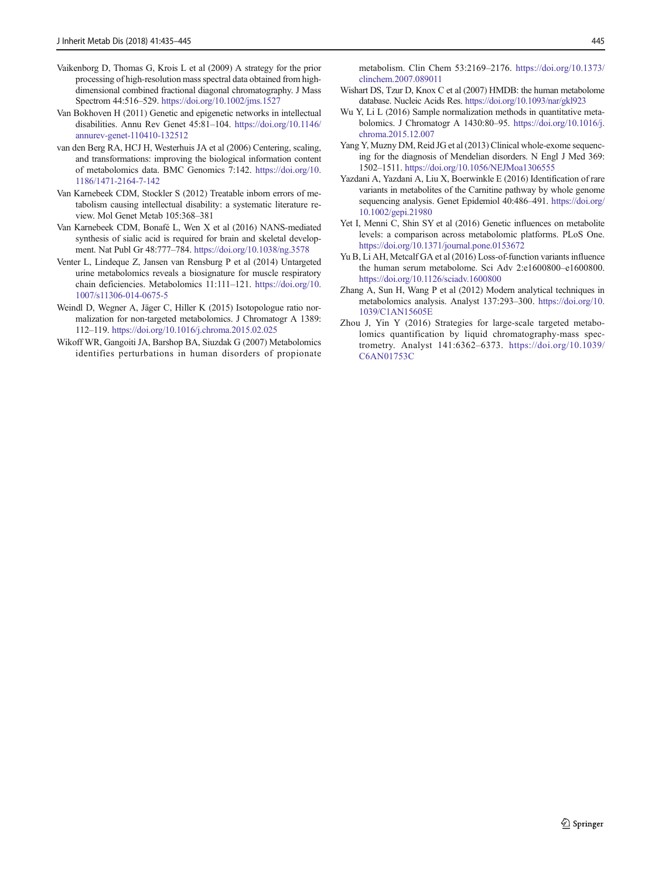Vaikenborg D, Thomas G, Krois L et al (2009) A strategy for the prior processing of high-resolution mass spectral data obtained from high-dimensional combined fractional diagonal chromatography. J Mass Spectrom 44:516–529. https://doi.org/10.1002/jms.1527

Van Bokhoven H (2011) Genetic and epigenetic networks in intellectual disabilities. Annu Rev Genet 45:81–104. https://doi.org/10.1146/annurev-genet-110410-132512

van den Berg RA, HCJ H, Westerhuis JA et al (2006) Centering, scaling, and transformations: improving the biological information content of metabolomics data. BMC Genomics 7:142. https://doi.org/10.1186/1471-2164-7-142

Van Karnebeek CDM, Stockler S (2012) Treatable inborn errors of metabolism causing intellectual disability: a systematic literature review. Mol Genet Metab 105:368–381

Van Karnebeek CDM, Bonafé L, Wen X et al (2016) NANS-mediated synthesis of sialic acid is required for brain and skeletal development. Nat Publ Gr 48:777–784. https://doi.org/10.1038/ng.3578

Venter L, Lindeque Z, Jansen van Rensburg P et al (2014) Untargeted urine metabolomics reveals a biosignature for muscle respiratory chain deficiencies. Metabolomics 11:111–121. https://doi.org/10.1007/s11306-014-0675-5

Weindl D, Wegner A, Jäger C, Hiller K (2015) Isotopologue ratio normalization for non-targeted metabolomics. J Chromatogr A 1389: 112–119. https://doi.org/10.1016/j.chroma.2015.02.025

Wikoff WR, Gangoiti JA, Barshop BA, Siuzdak G (2007) Metabolomics identifies perturbations in human disorders of propionate metabolism. Clin Chem 53:2169–2176. https://doi.org/10.1373/clinchem.2007.089011

Wishart DS, Tzur D, Knox C et al (2007) HMDB: the human metabolome database. Nucleic Acids Res. https://doi.org/10.1093/nar/gkl923

Wu Y, Li L (2016) Sample normalization methods in quantitative metabolomics. J Chromatogr A 1430:80–95. https://doi.org/10.1016/j.chroma.2015.12.007

Yang Y, Muzny DM, Reid JG et al (2013) Clinical whole-exome sequencing for the diagnosis of Mendelian disorders. N Engl J Med 369: 1502–1511. https://doi.org/10.1056/NEJMoa1306555

Yazdani A, Yazdani A, Liu X, Boerwinkle E (2016) Identification of rare variants in metabolites of the Carnitine pathway by whole genome sequencing analysis. Genet Epidemiol 40:486–491. https://doi.org/10.1002/gepi.21980

Yet I, Menni C, Shin SY et al (2016) Genetic influences on metabolite levels: a comparison across metabolomic platforms. PLoS One. https://doi.org/10.1371/journal.pone.0153672

Yu B, Li AH, Metcalf GA et al (2016) Loss-of-function variants influence the human serum metabolome. Sci Adv 2:e1600800–e1600800. https://doi.org/10.1126/sciadv.1600800

Zhang A, Sun H, Wang P et al (2012) Modern analytical techniques in metabolomics analysis. Analyst 137:293–300. https://doi.org/10.1039/C1AN15605E

Zhou J, Yin Y (2016) Strategies for large-scale targeted metabolomics quantification by liquid chromatography-mass spectrometry. Analyst 141:6362–6373. https://doi.org/10.1039/C6AN01753C